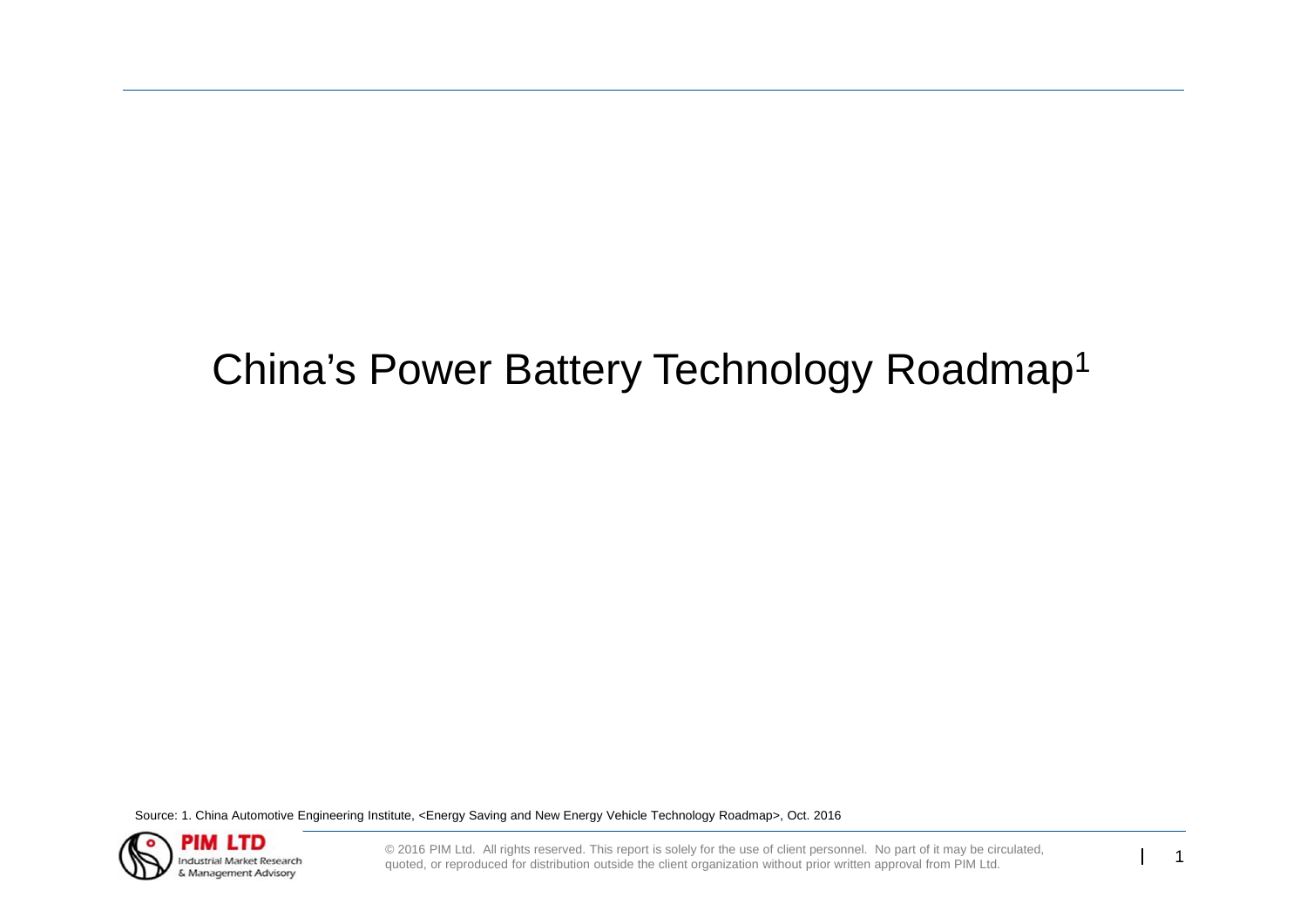# China's Power Battery Technology Roadmap[1]

Source: 1. China Automotive Engineering Institute, <Energy Saving and New Energy Vehicle Technology Roadmap>, Oct. 2016

© 2016 PIM Ltd. All rights reserved. This report is solely for the use of client personnel. No part of it may be circulated, quoted, or reproduced for distribution outside the client organization without prior written approval from PIM Ltd.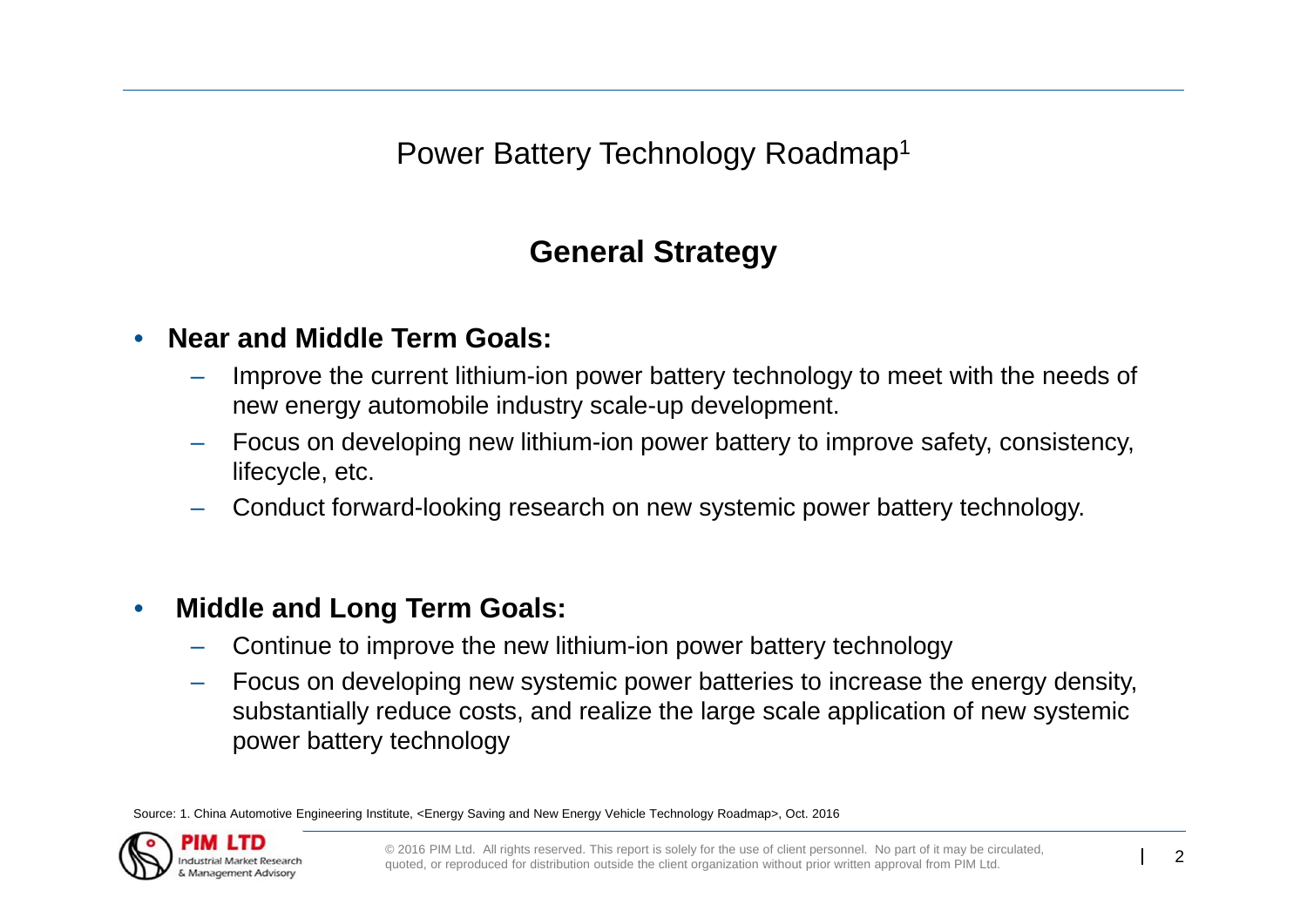# Power Battery Technology Roadmap[1]

## General Strategy

- **Near and Middle Term Goals:**
  - Improve the current lithium-ion power battery technology to meet with the needs of new energy automobile industry scale-up development.
  - Focus on developing new lithium-ion power battery to improve safety, consistency, lifecycle, etc.
  - Conduct forward-looking research on new systemic power battery technology.

- **Middle and Long Term Goals:**
  - Continue to improve the new lithium-ion power battery technology
  - Focus on developing new systemic power batteries to increase the energy density, substantially reduce costs, and realize the large scale application of new systemic power battery technology

Source: 1. China Automotive Engineering Institute, <Energy Saving and New Energy Vehicle Technology Roadmap>, Oct. 2016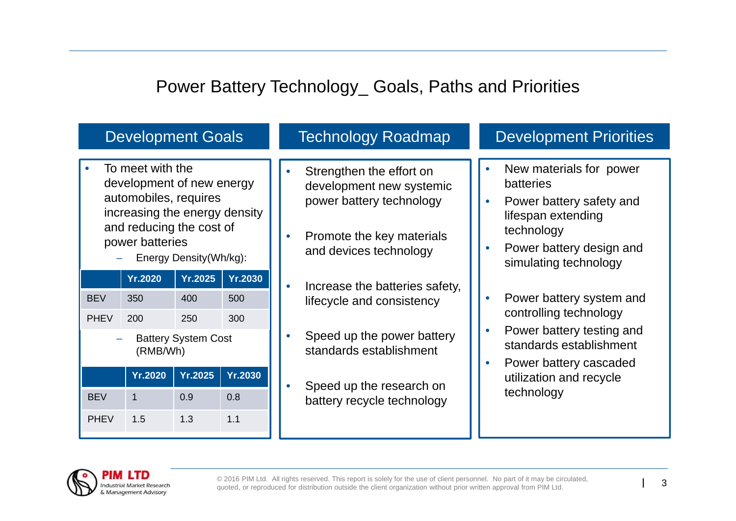# Power Battery Technology_ Goals, Paths and Priorities

## Development Goals

- To meet with the development of new energy automobiles, requires increasing the energy density and reducing the cost of power batteries
  - Energy Density(Wh/kg):

| | Yr.2020 | Yr.2025 | Yr.2030 |
|---|---|---|---|
| BEV | 350 | 400 | 500 |
| PHEV | 200 | 250 | 300 |

  - Battery System Cost (RMB/Wh)

| | Yr.2020 | Yr.2025 | Yr.2030 |
|---|---|---|---|
| BEV | 1 | 0.9 | 0.8 |
| PHEV | 1.5 | 1.3 | 1.1 |

## Technology Roadmap

- Strengthen the effort on development new systemic power battery technology
- Promote the key materials and devices technology
- Increase the batteries safety, lifecycle and consistency
- Speed up the power battery standards establishment
- Speed up the research on battery recycle technology

## Development Priorities

- New materials for power batteries
- Power battery safety and lifespan extending technology
- Power battery design and simulating technology
- Power battery system and controlling technology
- Power battery testing and standards establishment
- Power battery cascaded utilization and recycle technology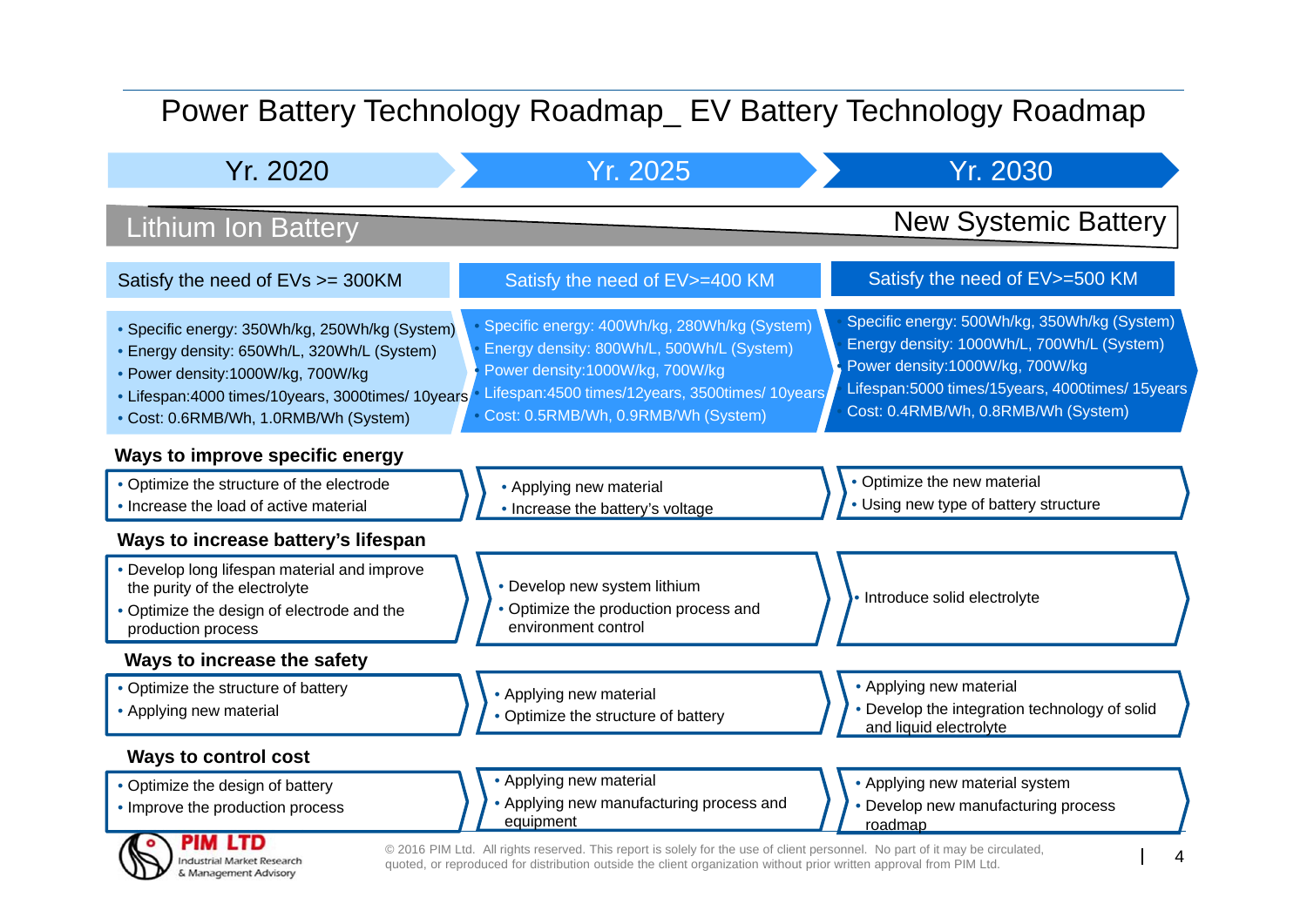# Power Battery Technology Roadmap_ EV Battery Technology Roadmap

| | Yr. 2020 | Yr. 2025 | Yr. 2030 |
|---|---|---|---|
| | Lithium Ion Battery | | New Systemic Battery |
| | Satisfy the need of EVs >= 300KM | Satisfy the need of EV>=400 KM | Satisfy the need of EV>=500 KM |
| | • Specific energy: 350Wh/kg, 250Wh/kg (System)<br>• Energy density: 650Wh/L, 320Wh/L (System)<br>• Power density:1000W/kg, 700W/kg<br>• Lifespan:4000 times/10years, 3000times/ 10years<br>• Cost: 0.6RMB/Wh, 1.0RMB/Wh (System) | • Specific energy: 400Wh/kg, 280Wh/kg (System)<br>• Energy density: 800Wh/L, 500Wh/L (System)<br>• Power density:1000W/kg, 700W/kg<br>• Lifespan:4500 times/12years, 3500times/ 10years<br>• Cost: 0.5RMB/Wh, 0.9RMB/Wh (System) | • Specific energy: 500Wh/kg, 350Wh/kg (System)<br>• Energy density: 1000Wh/L, 700Wh/L (System)<br>• Power density:1000W/kg, 700W/kg<br>• Lifespan:5000 times/15years, 4000times/ 15years<br>• Cost: 0.4RMB/Wh, 0.8RMB/Wh (System) |
| **Ways to improve specific energy** | • Optimize the structure of the electrode<br>• Increase the load of active material | • Applying new material<br>• Increase the battery's voltage | • Optimize the new material<br>• Using new type of battery structure |
| **Ways to increase battery's lifespan** | • Develop long lifespan material and improve the purity of the electrolyte<br>• Optimize the design of electrode and the production process | • Develop new system lithium<br>• Optimize the production process and environment control | • Introduce solid electrolyte |
| **Ways to increase the safety** | • Optimize the structure of battery<br>• Applying new material | • Applying new material<br>• Optimize the structure of battery | • Applying new material<br>• Develop the integration technology of solid and liquid electrolyte |
| **Ways to control cost** | • Optimize the design of battery<br>• Improve the production process | • Applying new material<br>• Applying new manufacturing process and equipment | • Applying new material system<br>• Develop new manufacturing process roadmap |

PIM LTD
Industrial Market Research & Management Advisory

© 2016 PIM Ltd. All rights reserved. This report is solely for the use of client personnel. No part of it may be circulated, quoted, or reproduced for distribution outside the client organization without prior written approval from PIM Ltd.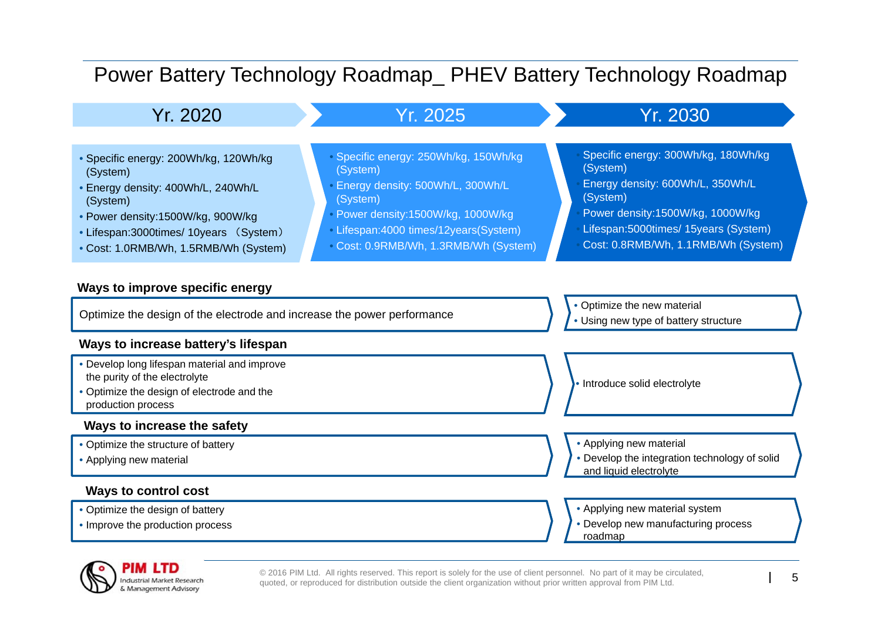# Power Battery Technology Roadmap_ PHEV Battery Technology Roadmap

| Yr. 2020 | Yr. 2025 | Yr. 2030 |
|---|---|---|
| • Specific energy: 200Wh/kg, 120Wh/kg (System)<br>• Energy density: 400Wh/L, 240Wh/L (System)<br>• Power density:1500W/kg, 900W/kg<br>• Lifespan:3000times/ 10years （System）<br>• Cost: 1.0RMB/Wh, 1.5RMB/Wh (System) | • Specific energy: 250Wh/kg, 150Wh/kg (System)<br>• Energy density: 500Wh/L, 300Wh/L (System)<br>• Power density:1500W/kg, 1000W/kg<br>• Lifespan:4000 times/12years(System)<br>• Cost: 0.9RMB/Wh, 1.3RMB/Wh (System) | • Specific energy: 300Wh/kg, 180Wh/kg (System)<br>• Energy density: 600Wh/L, 350Wh/L (System)<br>• Power density:1500W/kg, 1000W/kg<br>• Lifespan:5000times/ 15years (System)<br>• Cost: 0.8RMB/Wh, 1.1RMB/Wh (System) |

**Ways to improve specific energy**

| Yr. 2020 – 2025 | Yr. 2030 |
|---|---|
| Optimize the design of the electrode and increase the power performance | • Optimize the new material<br>• Using new type of battery structure |

**Ways to increase battery's lifespan**

| Yr. 2020 – 2025 | Yr. 2030 |
|---|---|
| • Develop long lifespan material and improve the purity of the electrolyte<br>• Optimize the design of electrode and the production process | • Introduce solid electrolyte |

**Ways to increase the safety**

| Yr. 2020 – 2025 | Yr. 2030 |
|---|---|
| • Optimize the structure of battery<br>• Applying new material | • Applying new material<br>• Develop the integration technology of solid and liquid electrolyte |

**Ways to control cost**

| Yr. 2020 – 2025 | Yr. 2030 |
|---|---|
| • Optimize the design of battery<br>• Improve the production process | • Applying new material system<br>• Develop new manufacturing process roadmap |

© 2016 PIM Ltd. All rights reserved. This report is solely for the use of client personnel. No part of it may be circulated, quoted, or reproduced for distribution outside the client organization without prior written approval from PIM Ltd.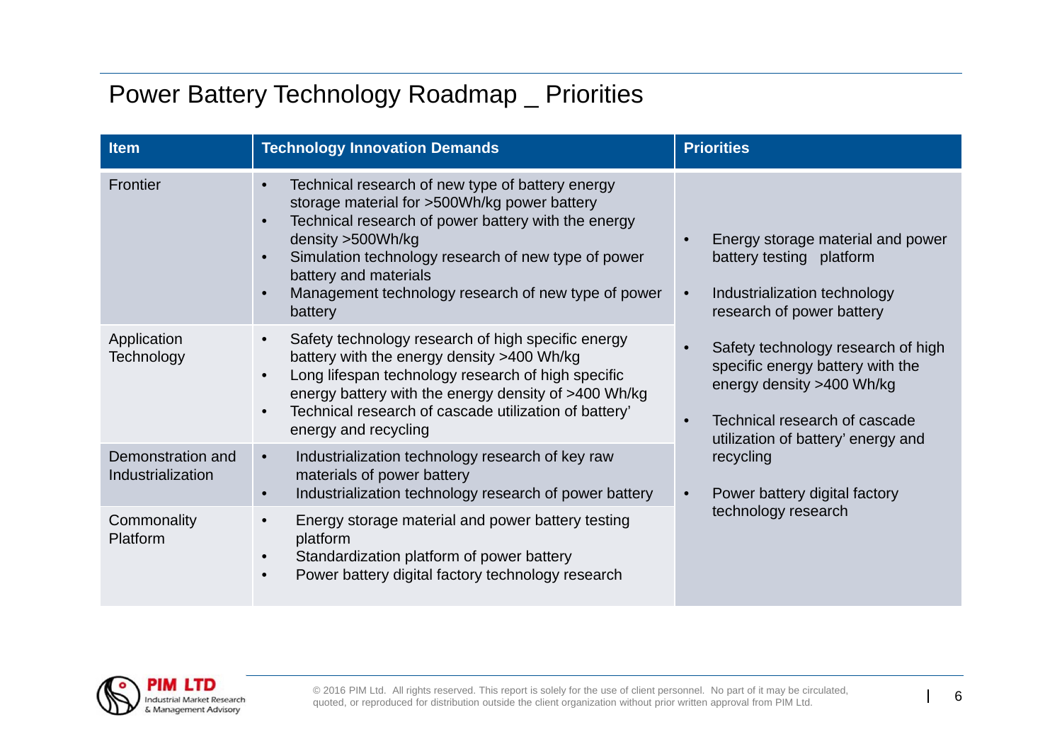# Power Battery Technology Roadmap _ Priorities

| Item | Technology Innovation Demands | Priorities |
|---|---|---|
| Frontier | • Technical research of new type of battery energy storage material for >500Wh/kg power battery<br>• Technical research of power battery with the energy density >500Wh/kg<br>• Simulation technology research of new type of power battery and materials<br>• Management technology research of new type of power battery | • Energy storage material and power battery testing platform<br>• Industrialization technology research of power battery<br>• Safety technology research of high specific energy battery with the energy density >400 Wh/kg<br>• Technical research of cascade utilization of battery' energy and recycling<br>• Power battery digital factory technology research |
| Application Technology | • Safety technology research of high specific energy battery with the energy density >400 Wh/kg<br>• Long lifespan technology research of high specific energy battery with the energy density of >400 Wh/kg<br>• Technical research of cascade utilization of battery' energy and recycling | |
| Demonstration and Industrialization | • Industrialization technology research of key raw materials of power battery<br>• Industrialization technology research of power battery | |
| Commonality Platform | • Energy storage material and power battery testing platform<br>• Standardization platform of power battery<br>• Power battery digital factory technology research | |

© 2016 PIM Ltd. All rights reserved. This report is solely for the use of client personnel. No part of it may be circulated, quoted, or reproduced for distribution outside the client organization without prior written approval from PIM Ltd.